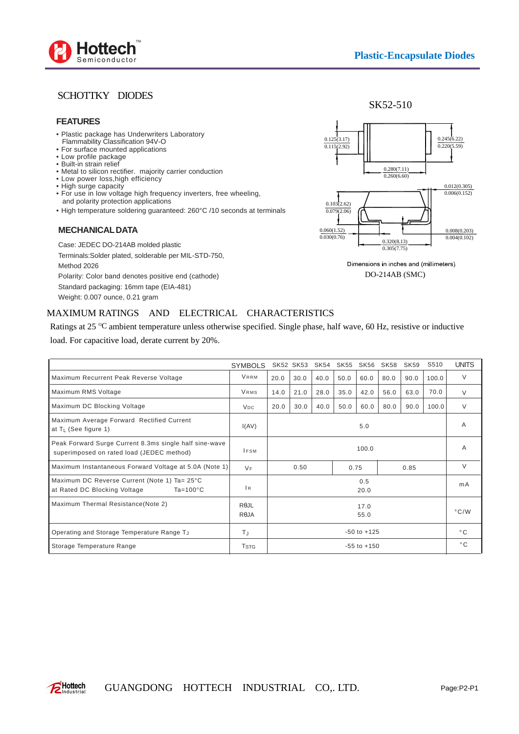## SCHOTTKY DIODES

SK52-510

### FEATURES

- Plastic package has Underwriters Laboratory Flammability Classification 94V-O
- For surface mounted applications
- Low profile package
- Built-in strain relief
- Metal to silicon rectifier. majority carrier conduction
- Low power loss,high efficiency
- High surge capacity
- For use in low voltage high frequency inverters, free wheeling, and polarity protection applications
- High temperature soldering guaranteed: 260°C /10 seconds at terminals

### MECHANICAL DATA

Case: JEDEC DO-214AB molded plastic

Terminals:Solder plated, solderable per MIL-STD-750, Method 2026

Polarity: Color band denotes positive end (cathode)

Standard packaging: 16mm tape (EIA-481)

Weight: 0.007 ounce, 0.21 gram

0.125(3.17) 0.115(2.92)

0.245(6.22) 0.220(5.59)

0.280(7.11) 0.260(6.60)

0.012(0.305) 0.006(0.152)

0.103(2.62) 0.079(2.06)

0.060(1.52) 0.030(0.76)

0.008(0.203) 0.004(0.102)

0.320(8.13) 0.305(7.75)

Dimensions in inches and (millimeters)

DO-214AB (SMC)

## MAXIMUM RATINGS AND ELECTRICAL CHARACTERISTICS

Ratings at 25 °C ambient temperature unless otherwise specified. Single phase, half wave, 60 Hz, resistive or inductive load. For capacitive load, derate current by 20%.

| | SYMBOLS | SK52 | SK53 | SK54 | SK55 | SK56 | SK58 | SK59 | S510 | UNITS |
|---|---|---|---|---|---|---|---|---|---|---|
| Maximum Recurrent Peak Reverse Voltage | $V_{RRM}$ | 20.0 | 30.0 | 40.0 | 50.0 | 60.0 | 80.0 | 90.0 | 100.0 | V |
| Maximum RMS Voltage | $V_{RMS}$ | 14.0 | 21.0 | 28.0 | 35.0 | 42.0 | 56.0 | 63.0 | 70.0 | V |
| Maximum DC Blocking Voltage | $V_{DC}$ | 20.0 | 30.0 | 40.0 | 50.0 | 60.0 | 80.0 | 90.0 | 100.0 | V |
| Maximum Average Forward Rectified Current at $T_L$ (See figure 1) | I(AV) | 5.0 | | | | | | | | A |
| Peak Forward Surge Current 8.3ms single half sine-wave superimposed on rated load (JEDEC method) | $I_{FSM}$ | 100.0 | | | | | | | | A |
| Maximum Instantaneous Forward Voltage at 5.0A (Note 1) | $V_F$ | 0.50 | | | 0.75 | | 0.85 | | | V |
| Maximum DC Reverse Current (Note 1) Ta= 25°C at Rated DC Blocking Voltage Ta=100°C | $I_R$ | 0.5 / 20.0 | | | | | | | | mA |
| Maximum Thermal Resistance(Note 2) | RθJL / RθJA | 17.0 / 55.0 | | | | | | | | °C/W |
| Operating and Storage Temperature Range $T_J$ | $T_J$ | -50 to +125 | | | | | | | | °C |
| Storage Temperature Range | $T_{STG}$ | -55 to +150 | | | | | | | | °C |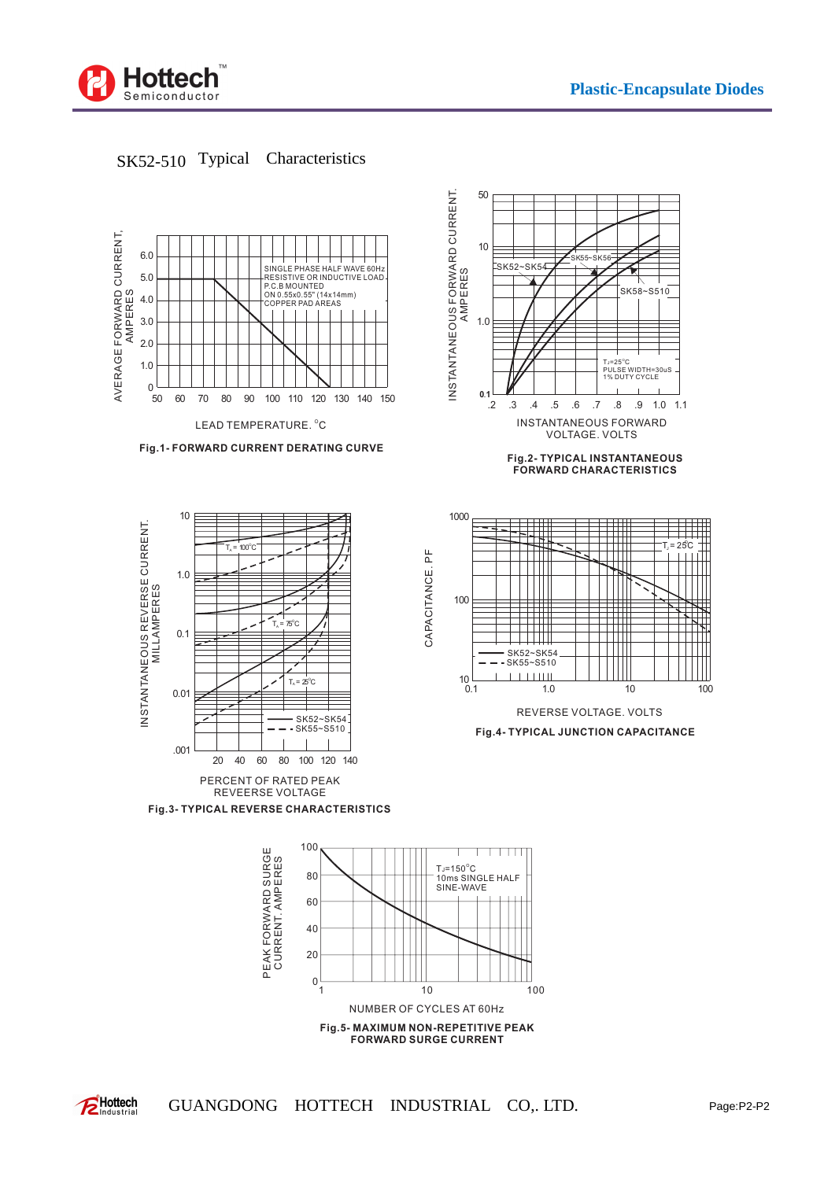## SK52-510 Typical Characteristics

AVERAGE FORWARD CURRENT, AMPERES

6.0
5.0
4.0
3.0
2.0
1.0
0

50 60 70 80 90 100 110 120 130 140 150

SINGLE PHASE HALF WAVE 60Hz
RESISTIVE OR INDUCTIVE LOAD
P.C.B MOUNTED
ON 0.55x0.55" (14x14mm)
COPPER PAD AREAS

LEAD TEMPERATURE. °C

**Fig.1- FORWARD CURRENT DERATING CURVE**

INSTANTANEOUS FORWARD CURRENT. AMPERES

50
10
1.0
0.1

.2 .3 .4 .5 .6 .7 .8 .9 1.0 1.1

SK52~SK54
SK55~SK56
SK58~SK510

$T_J$=25°C
PULSE WIDTH=30uS
1% DUTY CYCLE

INSTANTANEOUS FORWARD VOLTAGE. VOLTS

**Fig.2- TYPICAL INSTANTANEOUS FORWARD CHARACTERISTICS**

INSTANTANEOUS REVERSE CURRENT. MILLAMPERES

10
1.0
0.1
0.01
.001

20 40 60 80 100 120 140

$T_A$ = 100°C
$T_A$ = 75°C
$T_A$ = 25°C

SK52~SK54
SK55~S510

PERCENT OF RATED PEAK REVEERSE VOLTAGE

**Fig.3- TYPICAL REVERSE CHARACTERISTICS**

CAPACITANCE. PF

1000
100
10

0.1 1.0 10 100

$T_J$ = 25°C

SK52~SK54
SK55~S510

REVERSE VOLTAGE. VOLTS

**Fig.4- TYPICAL JUNCTION CAPACITANCE**

PEAK FORWARD SURGE CURRENT. AMPERES

100
80
60
40
20
0

1 10 100

$T_J$=150°C
10ms SINGLE HALF SINE-WAVE

NUMBER OF CYCLES AT 60Hz

**Fig.5- MAXIMUM NON-REPETITIVE PEAK FORWARD SURGE CURRENT**